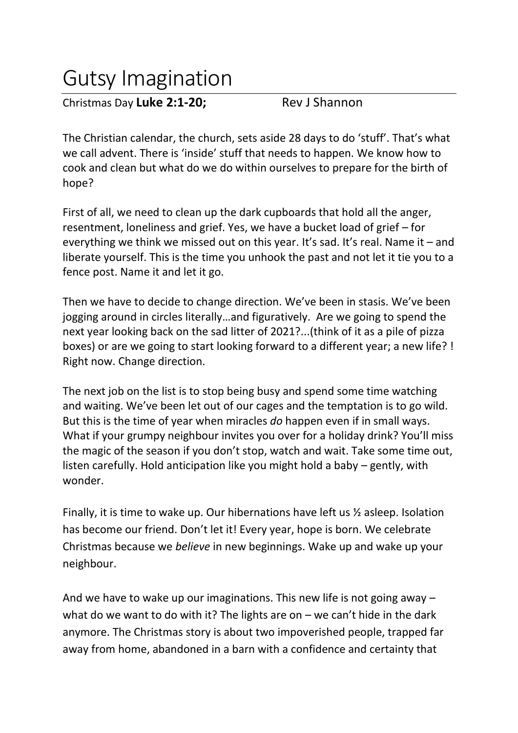# Gutsy Imagination

Christmas Day **Luke 2:1-20;** Rev J Shannon

The Christian calendar, the church, sets aside 28 days to do 'stuff'. That's what we call advent. There is 'inside' stuff that needs to happen. We know how to cook and clean but what do we do within ourselves to prepare for the birth of hope?

First of all, we need to clean up the dark cupboards that hold all the anger, resentment, loneliness and grief. Yes, we have a bucket load of grief – for everything we think we missed out on this year. It's sad. It's real. Name it – and liberate yourself. This is the time you unhook the past and not let it tie you to a fence post. Name it and let it go.

Then we have to decide to change direction. We've been in stasis. We've been jogging around in circles literally…and figuratively. Are we going to spend the next year looking back on the sad litter of 2021?...(think of it as a pile of pizza boxes) or are we going to start looking forward to a different year; a new life? ! Right now. Change direction.

The next job on the list is to stop being busy and spend some time watching and waiting. We've been let out of our cages and the temptation is to go wild. But this is the time of year when miracles *do* happen even if in small ways. What if your grumpy neighbour invites you over for a holiday drink? You'll miss the magic of the season if you don't stop, watch and wait. Take some time out, listen carefully. Hold anticipation like you might hold a baby – gently, with wonder.

Finally, it is time to wake up. Our hibernations have left us ½ asleep. Isolation has become our friend. Don't let it! Every year, hope is born. We celebrate Christmas because we *believe* in new beginnings. Wake up and wake up your neighbour.

And we have to wake up our imaginations. This new life is not going away – what do we want to do with it? The lights are on – we can't hide in the dark anymore. The Christmas story is about two impoverished people, trapped far away from home, abandoned in a barn with a confidence and certainty that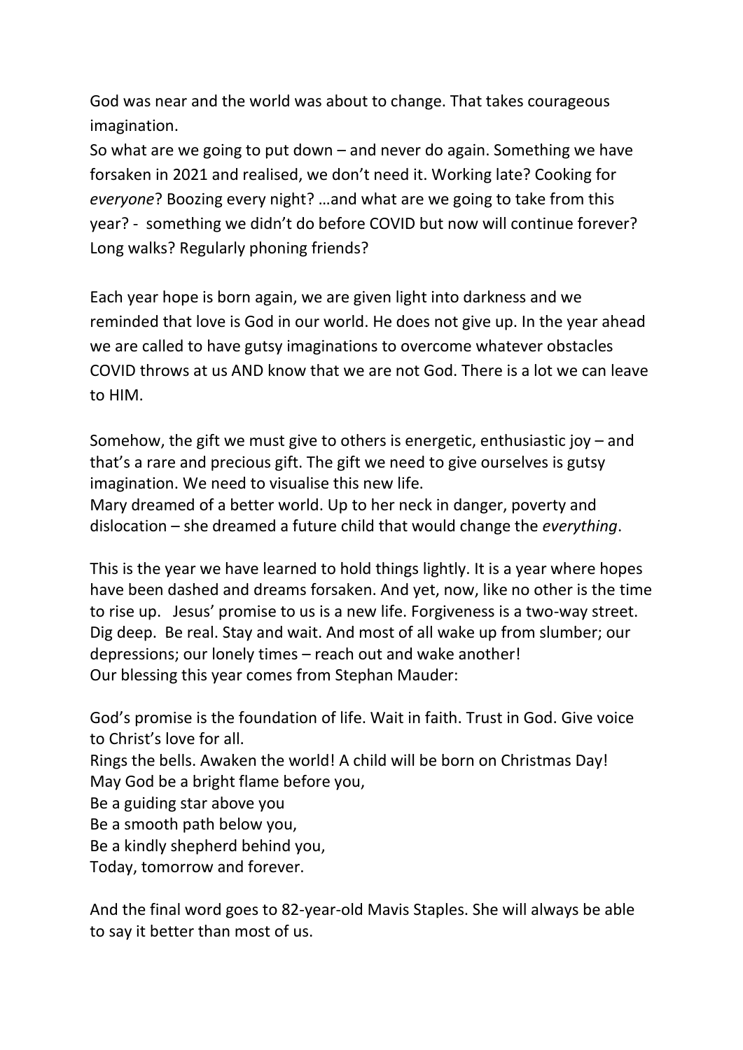God was near and the world was about to change. That takes courageous imagination.
So what are we going to put down – and never do again. Something we have forsaken in 2021 and realised, we don't need it. Working late? Cooking for *everyone*? Boozing every night? …and what are we going to take from this year? - something we didn't do before COVID but now will continue forever? Long walks? Regularly phoning friends?

Each year hope is born again, we are given light into darkness and we reminded that love is God in our world. He does not give up. In the year ahead we are called to have gutsy imaginations to overcome whatever obstacles COVID throws at us AND know that we are not God. There is a lot we can leave to HIM.

Somehow, the gift we must give to others is energetic, enthusiastic joy – and that's a rare and precious gift. The gift we need to give ourselves is gutsy imagination. We need to visualise this new life.
Mary dreamed of a better world. Up to her neck in danger, poverty and dislocation – she dreamed a future child that would change the *everything*.

This is the year we have learned to hold things lightly. It is a year where hopes have been dashed and dreams forsaken. And yet, now, like no other is the time to rise up. Jesus' promise to us is a new life. Forgiveness is a two-way street. Dig deep. Be real. Stay and wait. And most of all wake up from slumber; our depressions; our lonely times – reach out and wake another!
Our blessing this year comes from Stephan Mauder:

God's promise is the foundation of life. Wait in faith. Trust in God. Give voice to Christ's love for all.
Rings the bells. Awaken the world! A child will be born on Christmas Day!
May God be a bright flame before you,
Be a guiding star above you
Be a smooth path below you,
Be a kindly shepherd behind you,
Today, tomorrow and forever.

And the final word goes to 82-year-old Mavis Staples. She will always be able to say it better than most of us.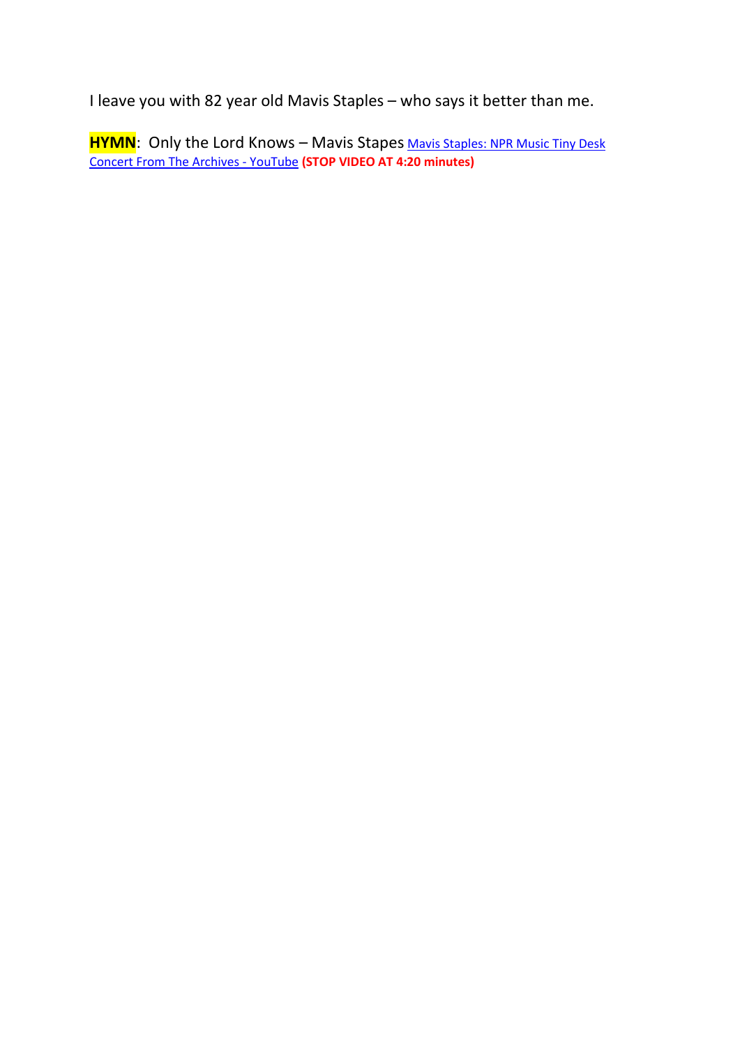I leave you with 82 year old Mavis Staples – who says it better than me.

**HYMN**: Only the Lord Knows – Mavis Stapes Mavis Staples: NPR Music Tiny Desk Concert From The Archives - YouTube **(STOP VIDEO AT 4:20 minutes)**